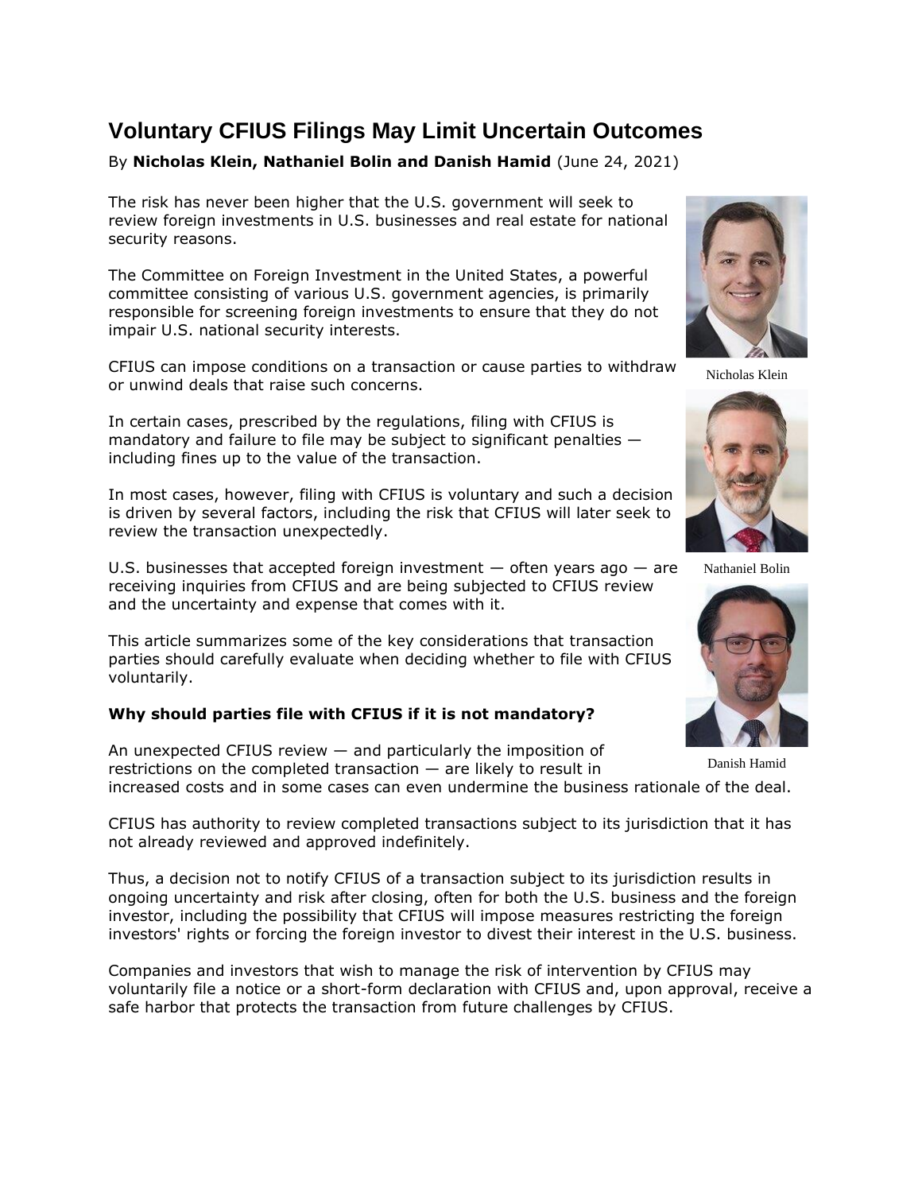# Voluntary CFIUS Filings May Limit Uncertain Outcomes

By **Nicholas Klein, Nathaniel Bolin and Danish Hamid** (June 24, 2021)

The risk has never been higher that the U.S. government will seek to review foreign investments in U.S. businesses and real estate for national security reasons.

The Committee on Foreign Investment in the United States, a powerful committee consisting of various U.S. government agencies, is primarily responsible for screening foreign investments to ensure that they do not impair U.S. national security interests.

CFIUS can impose conditions on a transaction or cause parties to withdraw or unwind deals that raise such concerns.

In certain cases, prescribed by the regulations, filing with CFIUS is mandatory and failure to file may be subject to significant penalties — including fines up to the value of the transaction.

In most cases, however, filing with CFIUS is voluntary and such a decision is driven by several factors, including the risk that CFIUS will later seek to review the transaction unexpectedly.

U.S. businesses that accepted foreign investment — often years ago — are receiving inquiries from CFIUS and are being subjected to CFIUS review and the uncertainty and expense that comes with it.

This article summarizes some of the key considerations that transaction parties should carefully evaluate when deciding whether to file with CFIUS voluntarily.

Nicholas Klein

Nathaniel Bolin

Danish Hamid

**Why should parties file with CFIUS if it is not mandatory?**

An unexpected CFIUS review — and particularly the imposition of restrictions on the completed transaction — are likely to result in increased costs and in some cases can even undermine the business rationale of the deal.

CFIUS has authority to review completed transactions subject to its jurisdiction that it has not already reviewed and approved indefinitely.

Thus, a decision not to notify CFIUS of a transaction subject to its jurisdiction results in ongoing uncertainty and risk after closing, often for both the U.S. business and the foreign investor, including the possibility that CFIUS will impose measures restricting the foreign investors' rights or forcing the foreign investor to divest their interest in the U.S. business.

Companies and investors that wish to manage the risk of intervention by CFIUS may voluntarily file a notice or a short-form declaration with CFIUS and, upon approval, receive a safe harbor that protects the transaction from future challenges by CFIUS.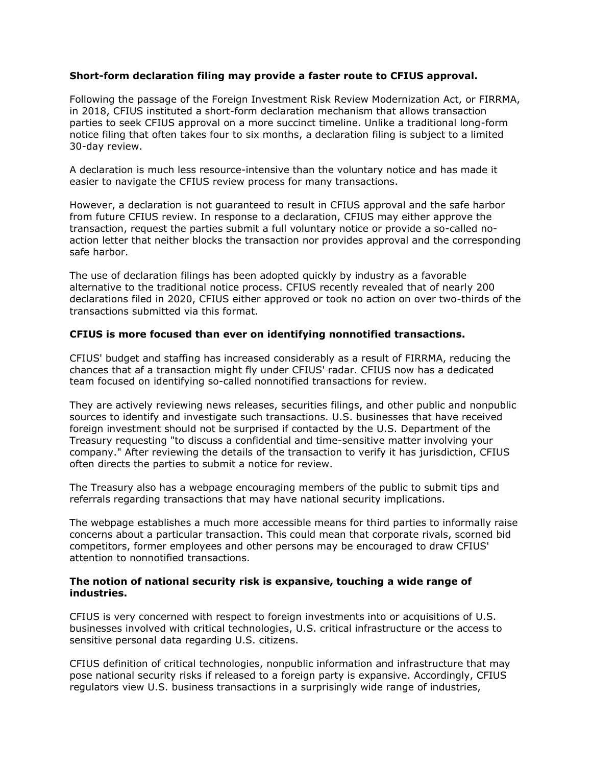**Short-form declaration filing may provide a faster route to CFIUS approval.**

Following the passage of the Foreign Investment Risk Review Modernization Act, or FIRRMA, in 2018, CFIUS instituted a short-form declaration mechanism that allows transaction parties to seek CFIUS approval on a more succinct timeline. Unlike a traditional long-form notice filing that often takes four to six months, a declaration filing is subject to a limited 30-day review.

A declaration is much less resource-intensive than the voluntary notice and has made it easier to navigate the CFIUS review process for many transactions.

However, a declaration is not guaranteed to result in CFIUS approval and the safe harbor from future CFIUS review. In response to a declaration, CFIUS may either approve the transaction, request the parties submit a full voluntary notice or provide a so-called no-action letter that neither blocks the transaction nor provides approval and the corresponding safe harbor.

The use of declaration filings has been adopted quickly by industry as a favorable alternative to the traditional notice process. CFIUS recently revealed that of nearly 200 declarations filed in 2020, CFIUS either approved or took no action on over two-thirds of the transactions submitted via this format.

**CFIUS is more focused than ever on identifying nonnotified transactions.**

CFIUS' budget and staffing has increased considerably as a result of FIRRMA, reducing the chances that af a transaction might fly under CFIUS' radar. CFIUS now has a dedicated team focused on identifying so-called nonnotified transactions for review.

They are actively reviewing news releases, securities filings, and other public and nonpublic sources to identify and investigate such transactions. U.S. businesses that have received foreign investment should not be surprised if contacted by the U.S. Department of the Treasury requesting "to discuss a confidential and time-sensitive matter involving your company." After reviewing the details of the transaction to verify it has jurisdiction, CFIUS often directs the parties to submit a notice for review.

The Treasury also has a webpage encouraging members of the public to submit tips and referrals regarding transactions that may have national security implications.

The webpage establishes a much more accessible means for third parties to informally raise concerns about a particular transaction. This could mean that corporate rivals, scorned bid competitors, former employees and other persons may be encouraged to draw CFIUS' attention to nonnotified transactions.

**The notion of national security risk is expansive, touching a wide range of industries.**

CFIUS is very concerned with respect to foreign investments into or acquisitions of U.S. businesses involved with critical technologies, U.S. critical infrastructure or the access to sensitive personal data regarding U.S. citizens.

CFIUS definition of critical technologies, nonpublic information and infrastructure that may pose national security risks if released to a foreign party is expansive. Accordingly, CFIUS regulators view U.S. business transactions in a surprisingly wide range of industries,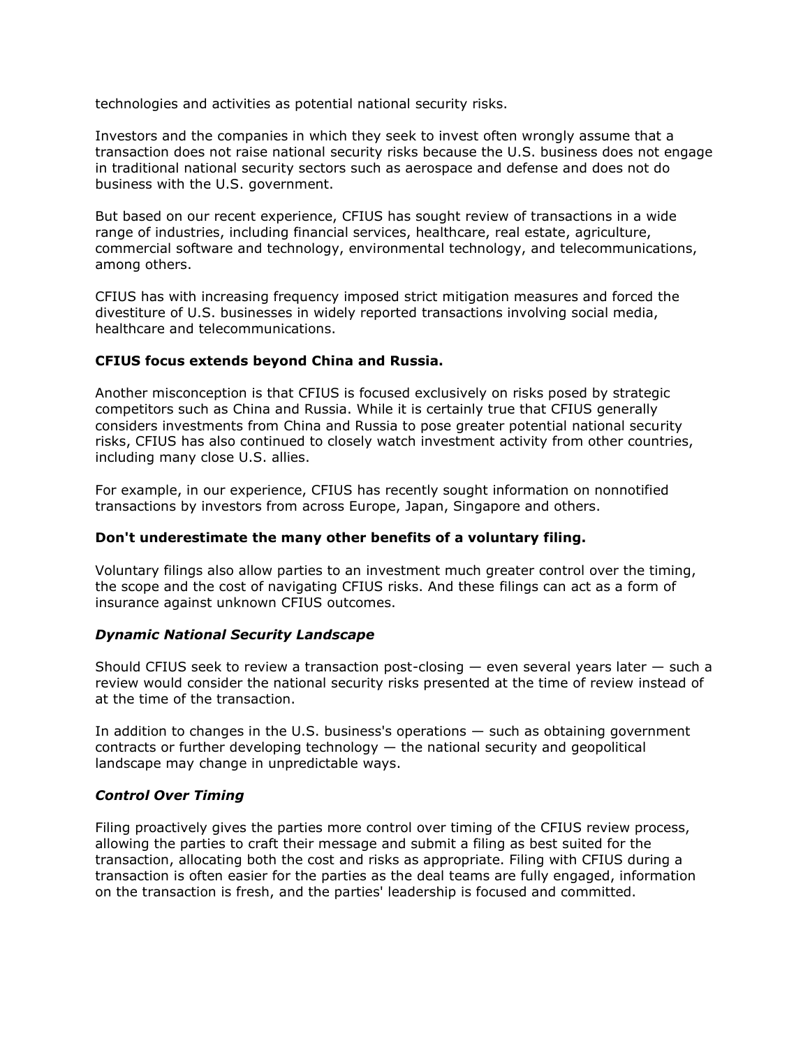technologies and activities as potential national security risks.

Investors and the companies in which they seek to invest often wrongly assume that a transaction does not raise national security risks because the U.S. business does not engage in traditional national security sectors such as aerospace and defense and does not do business with the U.S. government.

But based on our recent experience, CFIUS has sought review of transactions in a wide range of industries, including financial services, healthcare, real estate, agriculture, commercial software and technology, environmental technology, and telecommunications, among others.

CFIUS has with increasing frequency imposed strict mitigation measures and forced the divestiture of U.S. businesses in widely reported transactions involving social media, healthcare and telecommunications.

**CFIUS focus extends beyond China and Russia.**

Another misconception is that CFIUS is focused exclusively on risks posed by strategic competitors such as China and Russia. While it is certainly true that CFIUS generally considers investments from China and Russia to pose greater potential national security risks, CFIUS has also continued to closely watch investment activity from other countries, including many close U.S. allies.

For example, in our experience, CFIUS has recently sought information on nonnotified transactions by investors from across Europe, Japan, Singapore and others.

**Don't underestimate the many other benefits of a voluntary filing.**

Voluntary filings also allow parties to an investment much greater control over the timing, the scope and the cost of navigating CFIUS risks. And these filings can act as a form of insurance against unknown CFIUS outcomes.

***Dynamic National Security Landscape***

Should CFIUS seek to review a transaction post-closing — even several years later — such a review would consider the national security risks presented at the time of review instead of at the time of the transaction.

In addition to changes in the U.S. business's operations — such as obtaining government contracts or further developing technology — the national security and geopolitical landscape may change in unpredictable ways.

***Control Over Timing***

Filing proactively gives the parties more control over timing of the CFIUS review process, allowing the parties to craft their message and submit a filing as best suited for the transaction, allocating both the cost and risks as appropriate. Filing with CFIUS during a transaction is often easier for the parties as the deal teams are fully engaged, information on the transaction is fresh, and the parties' leadership is focused and committed.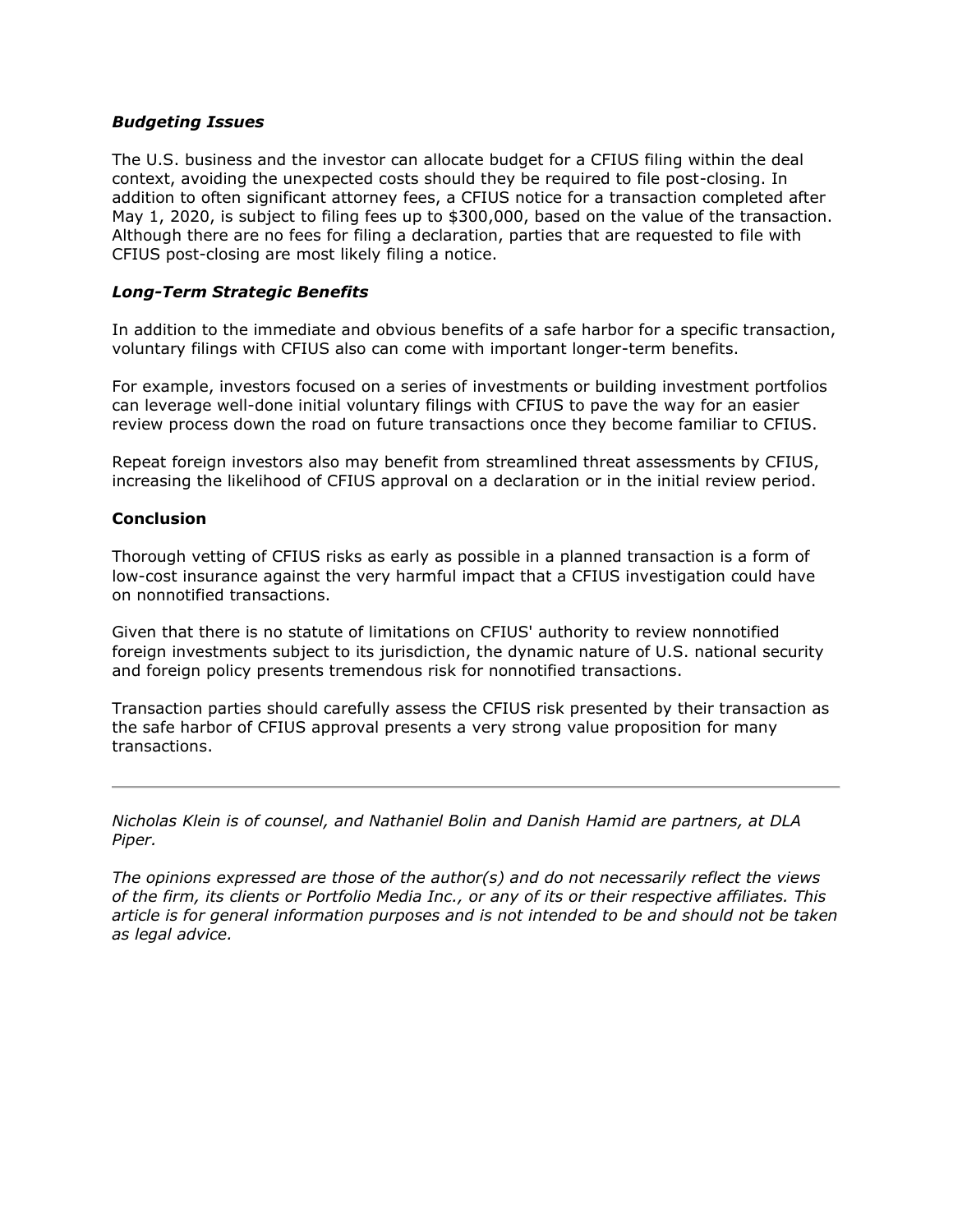### *Budgeting Issues*

The U.S. business and the investor can allocate budget for a CFIUS filing within the deal context, avoiding the unexpected costs should they be required to file post-closing. In addition to often significant attorney fees, a CFIUS notice for a transaction completed after May 1, 2020, is subject to filing fees up to $300,000, based on the value of the transaction. Although there are no fees for filing a declaration, parties that are requested to file with CFIUS post-closing are most likely filing a notice.

### *Long-Term Strategic Benefits*

In addition to the immediate and obvious benefits of a safe harbor for a specific transaction, voluntary filings with CFIUS also can come with important longer-term benefits.

For example, investors focused on a series of investments or building investment portfolios can leverage well-done initial voluntary filings with CFIUS to pave the way for an easier review process down the road on future transactions once they become familiar to CFIUS.

Repeat foreign investors also may benefit from streamlined threat assessments by CFIUS, increasing the likelihood of CFIUS approval on a declaration or in the initial review period.

## Conclusion

Thorough vetting of CFIUS risks as early as possible in a planned transaction is a form of low-cost insurance against the very harmful impact that a CFIUS investigation could have on nonnotified transactions.

Given that there is no statute of limitations on CFIUS' authority to review nonnotified foreign investments subject to its jurisdiction, the dynamic nature of U.S. national security and foreign policy presents tremendous risk for nonnotified transactions.

Transaction parties should carefully assess the CFIUS risk presented by their transaction as the safe harbor of CFIUS approval presents a very strong value proposition for many transactions.

---

*Nicholas Klein is of counsel, and Nathaniel Bolin and Danish Hamid are partners, at DLA Piper.*

*The opinions expressed are those of the author(s) and do not necessarily reflect the views of the firm, its clients or Portfolio Media Inc., or any of its or their respective affiliates. This article is for general information purposes and is not intended to be and should not be taken as legal advice.*